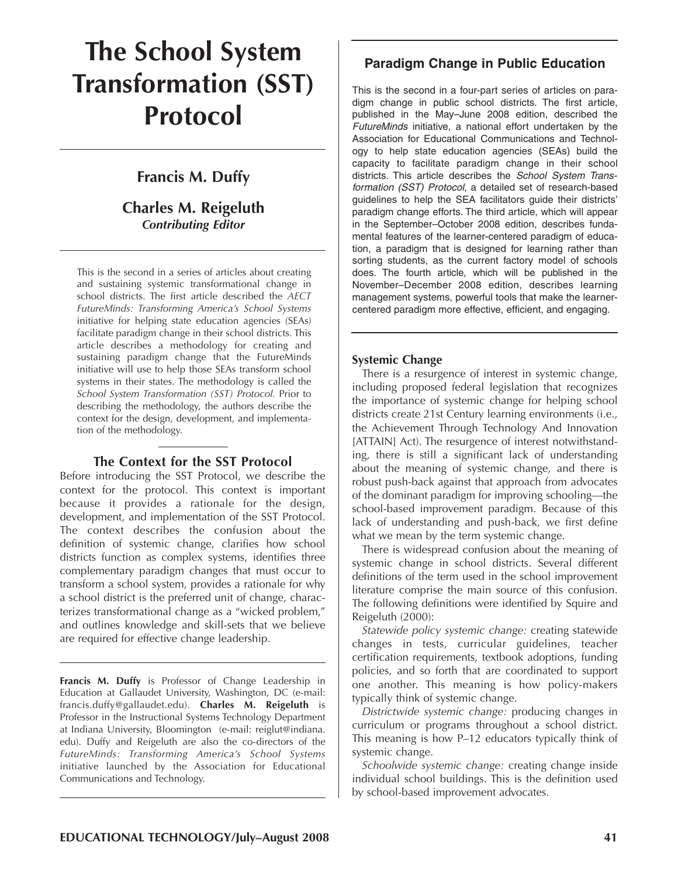# The School System Transformation (SST) Protocol

**Francis M. Duffy**

**Charles M. Reigeluth**
***Contributing Editor***

This is the second in a series of articles about creating and sustaining systemic transformational change in school districts. The first article described the *AECT FutureMinds: Transforming America's School Systems* initiative for helping state education agencies (SEAs) facilitate paradigm change in their school districts. This article describes a methodology for creating and sustaining paradigm change that the FutureMinds initiative will use to help those SEAs transform school systems in their states. The methodology is called the *School System Transformation (SST) Protocol.* Prior to describing the methodology, the authors describe the context for the design, development, and implementation of the methodology.

## The Context for the SST Protocol

Before introducing the SST Protocol, we describe the context for the protocol. This context is important because it provides a rationale for the design, development, and implementation of the SST Protocol. The context describes the confusion about the definition of systemic change, clarifies how school districts function as complex systems, identifies three complementary paradigm changes that must occur to transform a school system, provides a rationale for why a school district is the preferred unit of change, characterizes transformational change as a "wicked problem," and outlines knowledge and skill-sets that we believe are required for effective change leadership.

**Francis M. Duffy** is Professor of Change Leadership in Education at Gallaudet University, Washington, DC (e-mail: francis.duffy@gallaudet.edu). **Charles M. Reigeluth** is Professor in the Instructional Systems Technology Department at Indiana University, Bloomington (e-mail: reiglut@indiana.edu). Duffy and Reigeluth are also the co-directors of the *FutureMinds: Transforming America's School Systems* initiative launched by the Association for Educational Communications and Technology.

### Paradigm Change in Public Education

This is the second in a four-part series of articles on paradigm change in public school districts. The first article, published in the May–June 2008 edition, described the *FutureMinds* initiative, a national effort undertaken by the Association for Educational Communications and Technology to help state education agencies (SEAs) build the capacity to facilitate paradigm change in their school districts. This article describes the *School System Transformation (SST) Protocol*, a detailed set of research-based guidelines to help the SEA facilitators guide their districts' paradigm change efforts. The third article, which will appear in the September–October 2008 edition, describes fundamental features of the learner-centered paradigm of education, a paradigm that is designed for learning rather than sorting students, as the current factory model of schools does. The fourth article, which will be published in the November–December 2008 edition, describes learning management systems, powerful tools that make the learner-centered paradigm more effective, efficient, and engaging.

### Systemic Change

There is a resurgence of interest in systemic change, including proposed federal legislation that recognizes the importance of systemic change for helping school districts create 21st Century learning environments (i.e., the Achievement Through Technology And Innovation [ATTAIN] Act). The resurgence of interest notwithstanding, there is still a significant lack of understanding about the meaning of systemic change, and there is robust push-back against that approach from advocates of the dominant paradigm for improving schooling—the school-based improvement paradigm. Because of this lack of understanding and push-back, we first define what we mean by the term systemic change.

There is widespread confusion about the meaning of systemic change in school districts. Several different definitions of the term used in the school improvement literature comprise the main source of this confusion. The following definitions were identified by Squire and Reigeluth (2000):

*Statewide policy systemic change:* creating statewide changes in tests, curricular guidelines, teacher certification requirements, textbook adoptions, funding policies, and so forth that are coordinated to support one another. This meaning is how policy-makers typically think of systemic change.

*Districtwide systemic change:* producing changes in curriculum or programs throughout a school district. This meaning is how P–12 educators typically think of systemic change.

*Schoolwide systemic change:* creating change inside individual school buildings. This is the definition used by school-based improvement advocates.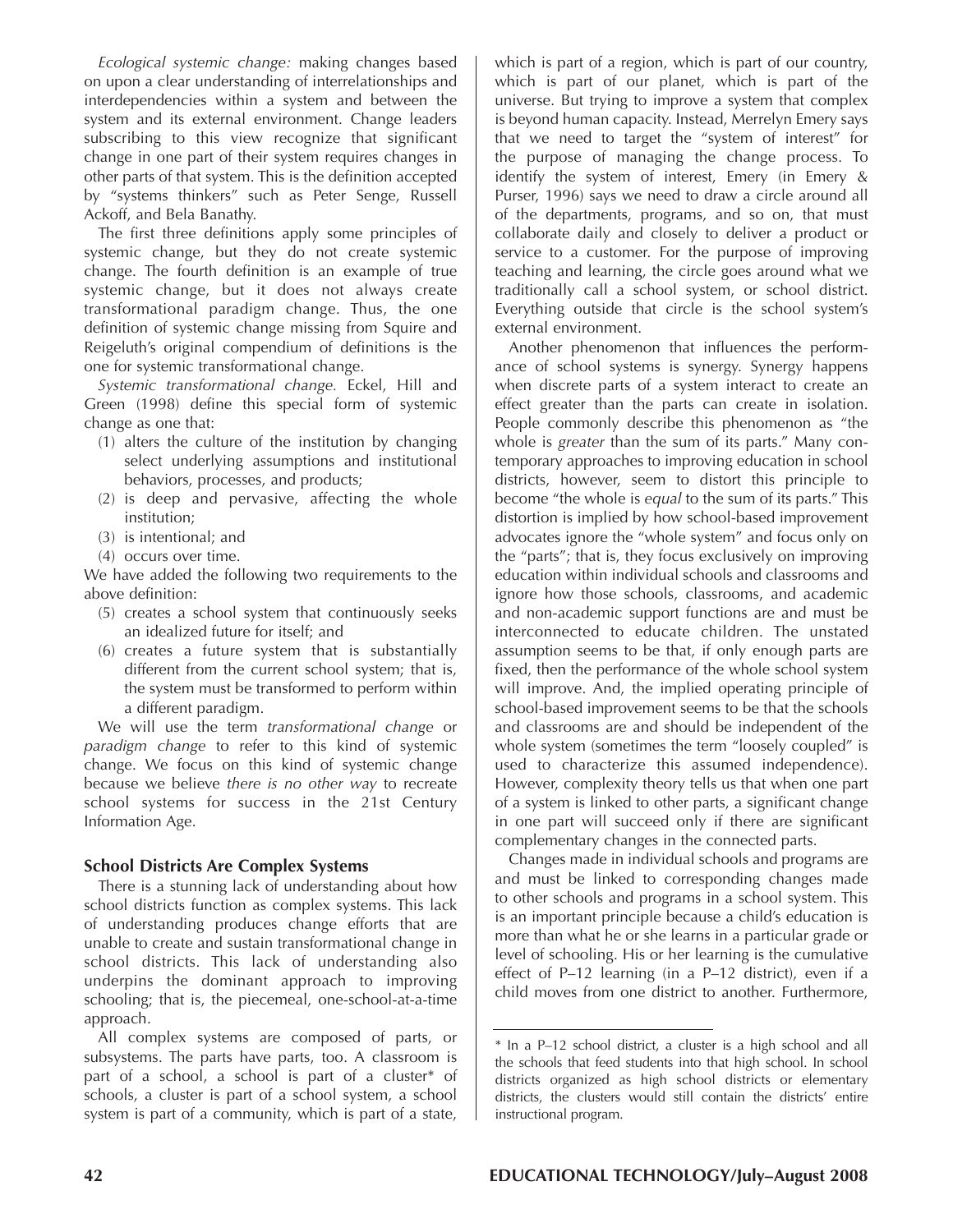*Ecological systemic change:* making changes based on upon a clear understanding of interrelationships and interdependencies within a system and between the system and its external environment. Change leaders subscribing to this view recognize that significant change in one part of their system requires changes in other parts of that system. This is the definition accepted by "systems thinkers" such as Peter Senge, Russell Ackoff, and Bela Banathy.

The first three definitions apply some principles of systemic change, but they do not create systemic change. The fourth definition is an example of true systemic change, but it does not always create transformational paradigm change. Thus, the one definition of systemic change missing from Squire and Reigeluth's original compendium of definitions is the one for systemic transformational change.

*Systemic transformational change.* Eckel, Hill and Green (1998) define this special form of systemic change as one that:

(1) alters the culture of the institution by changing select underlying assumptions and institutional behaviors, processes, and products;
(2) is deep and pervasive, affecting the whole institution;
(3) is intentional; and
(4) occurs over time.

We have added the following two requirements to the above definition:

(5) creates a school system that continuously seeks an idealized future for itself; and
(6) creates a future system that is substantially different from the current school system; that is, the system must be transformed to perform within a different paradigm.

We will use the term *transformational change* or *paradigm change* to refer to this kind of systemic change. We focus on this kind of systemic change because we believe *there is no other way* to recreate school systems for success in the 21st Century Information Age.

### School Districts Are Complex Systems

There is a stunning lack of understanding about how school districts function as complex systems. This lack of understanding produces change efforts that are unable to create and sustain transformational change in school districts. This lack of understanding also underpins the dominant approach to improving schooling; that is, the piecemeal, one-school-at-a-time approach.

All complex systems are composed of parts, or subsystems. The parts have parts, too. A classroom is part of a school, a school is part of a cluster* of schools, a cluster is part of a school system, a school system is part of a community, which is part of a state, which is part of a region, which is part of our country, which is part of our planet, which is part of the universe. But trying to improve a system that complex is beyond human capacity. Instead, Merrelyn Emery says that we need to target the "system of interest" for the purpose of managing the change process. To identify the system of interest, Emery (in Emery & Purser, 1996) says we need to draw a circle around all of the departments, programs, and so on, that must collaborate daily and closely to deliver a product or service to a customer. For the purpose of improving teaching and learning, the circle goes around what we traditionally call a school system, or school district. Everything outside that circle is the school system's external environment.

Another phenomenon that influences the performance of school systems is synergy. Synergy happens when discrete parts of a system interact to create an effect greater than the parts can create in isolation. People commonly describe this phenomenon as "the whole is *greater* than the sum of its parts." Many contemporary approaches to improving education in school districts, however, seem to distort this principle to become "the whole is *equal* to the sum of its parts." This distortion is implied by how school-based improvement advocates ignore the "whole system" and focus only on the "parts"; that is, they focus exclusively on improving education within individual schools and classrooms and ignore how those schools, classrooms, and academic and non-academic support functions are and must be interconnected to educate children. The unstated assumption seems to be that, if only enough parts are fixed, then the performance of the whole school system will improve. And, the implied operating principle of school-based improvement seems to be that the schools and classrooms are and should be independent of the whole system (sometimes the term "loosely coupled" is used to characterize this assumed independence). However, complexity theory tells us that when one part of a system is linked to other parts, a significant change in one part will succeed only if there are significant complementary changes in the connected parts.

Changes made in individual schools and programs are and must be linked to corresponding changes made to other schools and programs in a school system. This is an important principle because a child's education is more than what he or she learns in a particular grade or level of schooling. His or her learning is the cumulative effect of P–12 learning (in a P–12 district), even if a child moves from one district to another. Furthermore,

---

* In a P–12 school district, a cluster is a high school and all the schools that feed students into that high school. In school districts organized as high school districts or elementary districts, the clusters would still contain the districts' entire instructional program.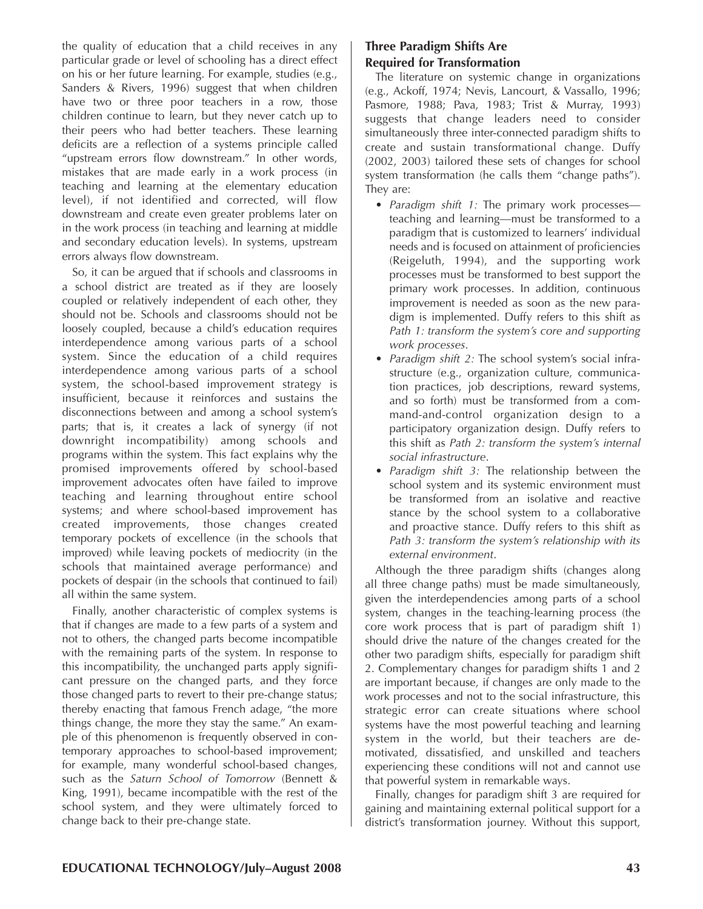the quality of education that a child receives in any particular grade or level of schooling has a direct effect on his or her future learning. For example, studies (e.g., Sanders & Rivers, 1996) suggest that when children have two or three poor teachers in a row, those children continue to learn, but they never catch up to their peers who had better teachers. These learning deficits are a reflection of a systems principle called "upstream errors flow downstream." In other words, mistakes that are made early in a work process (in teaching and learning at the elementary education level), if not identified and corrected, will flow downstream and create even greater problems later on in the work process (in teaching and learning at middle and secondary education levels). In systems, upstream errors always flow downstream.

So, it can be argued that if schools and classrooms in a school district are treated as if they are loosely coupled or relatively independent of each other, they should not be. Schools and classrooms should not be loosely coupled, because a child's education requires interdependence among various parts of a school system. Since the education of a child requires interdependence among various parts of a school system, the school-based improvement strategy is insufficient, because it reinforces and sustains the disconnections between and among a school system's parts; that is, it creates a lack of synergy (if not downright incompatibility) among schools and programs within the system. This fact explains why the promised improvements offered by school-based improvement advocates often have failed to improve teaching and learning throughout entire school systems; and where school-based improvement has created improvements, those changes created temporary pockets of excellence (in the schools that improved) while leaving pockets of mediocrity (in the schools that maintained average performance) and pockets of despair (in the schools that continued to fail) all within the same system.

Finally, another characteristic of complex systems is that if changes are made to a few parts of a system and not to others, the changed parts become incompatible with the remaining parts of the system. In response to this incompatibility, the unchanged parts apply significant pressure on the changed parts, and they force those changed parts to revert to their pre-change status; thereby enacting that famous French adage, "the more things change, the more they stay the same." An example of this phenomenon is frequently observed in contemporary approaches to school-based improvement; for example, many wonderful school-based changes, such as the *Saturn School of Tomorrow* (Bennett & King, 1991), became incompatible with the rest of the school system, and they were ultimately forced to change back to their pre-change state.

## Three Paradigm Shifts Are Required for Transformation

The literature on systemic change in organizations (e.g., Ackoff, 1974; Nevis, Lancourt, & Vassallo, 1996; Pasmore, 1988; Pava, 1983; Trist & Murray, 1993) suggests that change leaders need to consider simultaneously three inter-connected paradigm shifts to create and sustain transformational change. Duffy (2002, 2003) tailored these sets of changes for school system transformation (he calls them "change paths"). They are:

- *Paradigm shift 1:* The primary work processes—teaching and learning—must be transformed to a paradigm that is customized to learners' individual needs and is focused on attainment of proficiencies (Reigeluth, 1994), and the supporting work processes must be transformed to best support the primary work processes. In addition, continuous improvement is needed as soon as the new paradigm is implemented. Duffy refers to this shift as *Path 1: transform the system's core and supporting work processes*.
- *Paradigm shift 2:* The school system's social infrastructure (e.g., organization culture, communication practices, job descriptions, reward systems, and so forth) must be transformed from a command-and-control organization design to a participatory organization design. Duffy refers to this shift as *Path 2: transform the system's internal social infrastructure*.
- *Paradigm shift 3:* The relationship between the school system and its systemic environment must be transformed from an isolative and reactive stance by the school system to a collaborative and proactive stance. Duffy refers to this shift as *Path 3: transform the system's relationship with its external environment*.

Although the three paradigm shifts (changes along all three change paths) must be made simultaneously, given the interdependencies among parts of a school system, changes in the teaching-learning process (the core work process that is part of paradigm shift 1) should drive the nature of the changes created for the other two paradigm shifts, especially for paradigm shift 2. Complementary changes for paradigm shifts 1 and 2 are important because, if changes are only made to the work processes and not to the social infrastructure, this strategic error can create situations where school systems have the most powerful teaching and learning system in the world, but their teachers are de-motivated, dissatisfied, and unskilled and teachers experiencing these conditions will not and cannot use that powerful system in remarkable ways.

Finally, changes for paradigm shift 3 are required for gaining and maintaining external political support for a district's transformation journey. Without this support,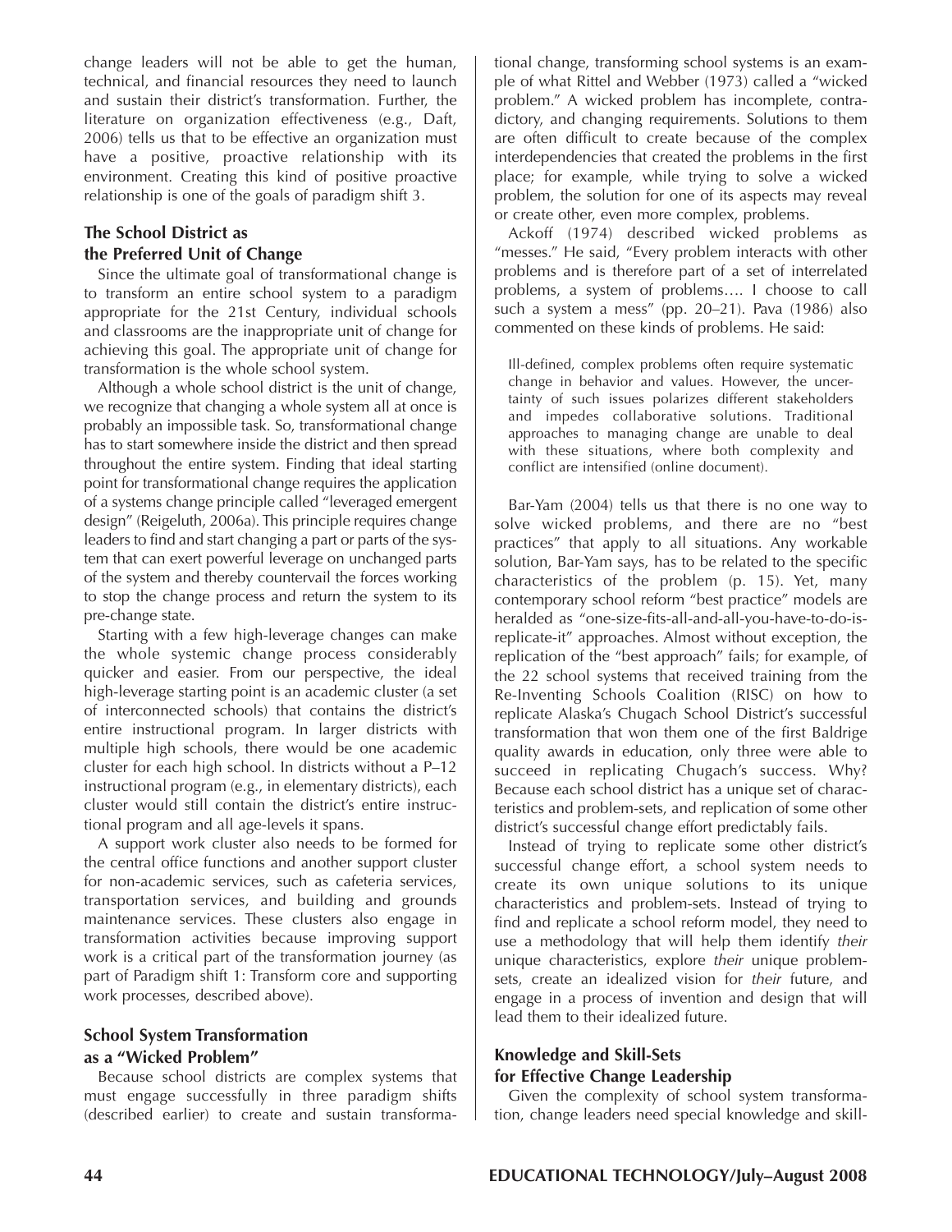change leaders will not be able to get the human, technical, and financial resources they need to launch and sustain their district's transformation. Further, the literature on organization effectiveness (e.g., Daft, 2006) tells us that to be effective an organization must have a positive, proactive relationship with its environment. Creating this kind of positive proactive relationship is one of the goals of paradigm shift 3.

### The School District as the Preferred Unit of Change

Since the ultimate goal of transformational change is to transform an entire school system to a paradigm appropriate for the 21st Century, individual schools and classrooms are the inappropriate unit of change for achieving this goal. The appropriate unit of change for transformation is the whole school system.

Although a whole school district is the unit of change, we recognize that changing a whole system all at once is probably an impossible task. So, transformational change has to start somewhere inside the district and then spread throughout the entire system. Finding that ideal starting point for transformational change requires the application of a systems change principle called "leveraged emergent design" (Reigeluth, 2006a). This principle requires change leaders to find and start changing a part or parts of the system that can exert powerful leverage on unchanged parts of the system and thereby countervail the forces working to stop the change process and return the system to its pre-change state.

Starting with a few high-leverage changes can make the whole systemic change process considerably quicker and easier. From our perspective, the ideal high-leverage starting point is an academic cluster (a set of interconnected schools) that contains the district's entire instructional program. In larger districts with multiple high schools, there would be one academic cluster for each high school. In districts without a P–12 instructional program (e.g., in elementary districts), each cluster would still contain the district's entire instructional program and all age-levels it spans.

A support work cluster also needs to be formed for the central office functions and another support cluster for non-academic services, such as cafeteria services, transportation services, and building and grounds maintenance services. These clusters also engage in transformation activities because improving support work is a critical part of the transformation journey (as part of Paradigm shift 1: Transform core and supporting work processes, described above).

### School System Transformation as a "Wicked Problem"

Because school districts are complex systems that must engage successfully in three paradigm shifts (described earlier) to create and sustain transformational change, transforming school systems is an example of what Rittel and Webber (1973) called a "wicked problem." A wicked problem has incomplete, contradictory, and changing requirements. Solutions to them are often difficult to create because of the complex interdependencies that created the problems in the first place; for example, while trying to solve a wicked problem, the solution for one of its aspects may reveal or create other, even more complex, problems.

Ackoff (1974) described wicked problems as "messes." He said, "Every problem interacts with other problems and is therefore part of a set of interrelated problems, a system of problems…. I choose to call such a system a mess" (pp. 20–21). Pava (1986) also commented on these kinds of problems. He said:

> Ill-defined, complex problems often require systematic change in behavior and values. However, the uncertainty of such issues polarizes different stakeholders and impedes collaborative solutions. Traditional approaches to managing change are unable to deal with these situations, where both complexity and conflict are intensified (online document).

Bar-Yam (2004) tells us that there is no one way to solve wicked problems, and there are no "best practices" that apply to all situations. Any workable solution, Bar-Yam says, has to be related to the specific characteristics of the problem (p. 15). Yet, many contemporary school reform "best practice" models are heralded as "one-size-fits-all-and-all-you-have-to-do-is-replicate-it" approaches. Almost without exception, the replication of the "best approach" fails; for example, of the 22 school systems that received training from the Re-Inventing Schools Coalition (RISC) on how to replicate Alaska's Chugach School District's successful transformation that won them one of the first Baldrige quality awards in education, only three were able to succeed in replicating Chugach's success. Why? Because each school district has a unique set of characteristics and problem-sets, and replication of some other district's successful change effort predictably fails.

Instead of trying to replicate some other district's successful change effort, a school system needs to create its own unique solutions to its unique characteristics and problem-sets. Instead of trying to find and replicate a school reform model, they need to use a methodology that will help them identify *their* unique characteristics, explore *their* unique problem-sets, create an idealized vision for *their* future, and engage in a process of invention and design that will lead them to their idealized future.

### Knowledge and Skill-Sets for Effective Change Leadership

Given the complexity of school system transformation, change leaders need special knowledge and skill-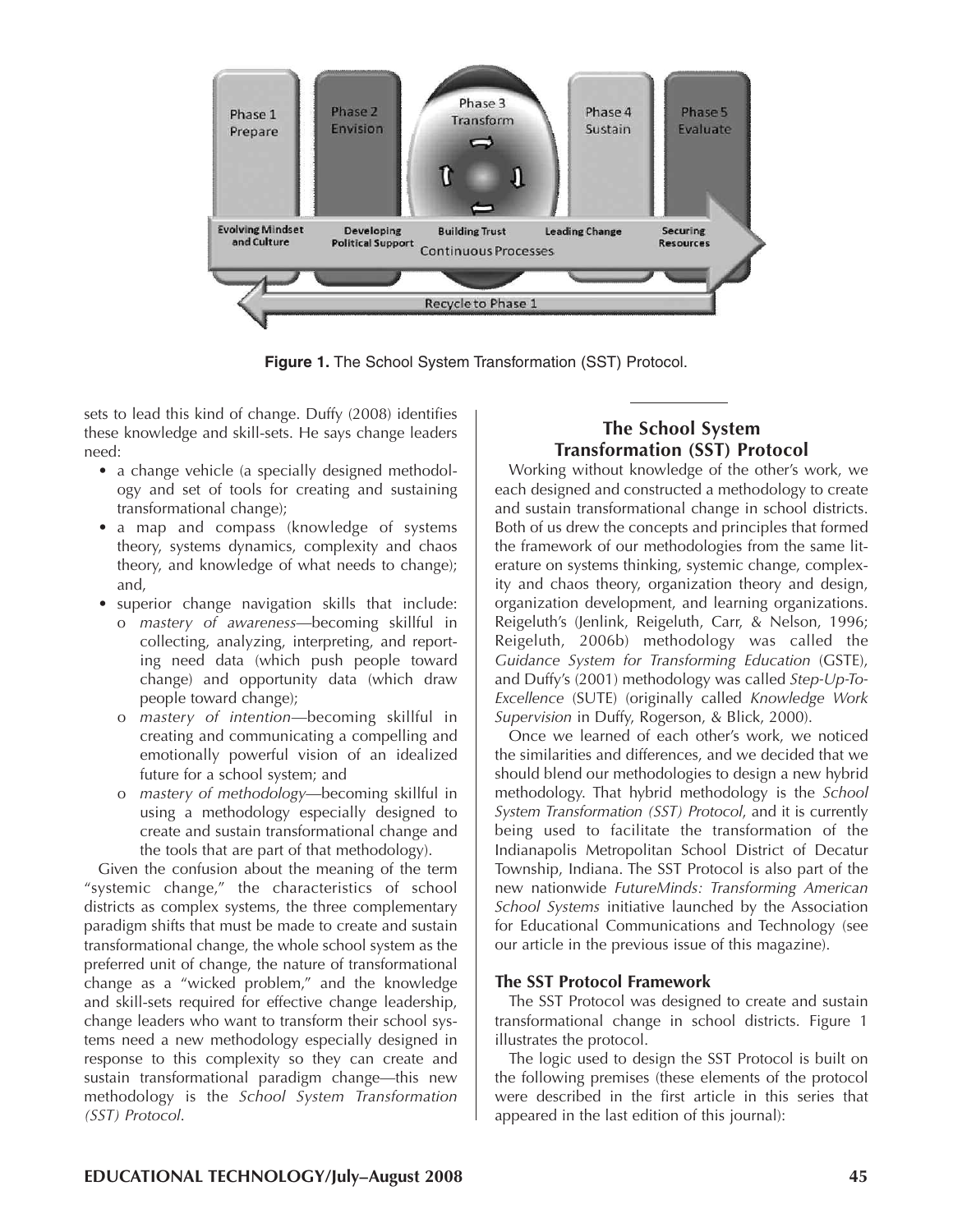**Figure 1.** The School System Transformation (SST) Protocol.

sets to lead this kind of change. Duffy (2008) identifies these knowledge and skill-sets. He says change leaders need:

- a change vehicle (a specially designed methodology and set of tools for creating and sustaining transformational change);
- a map and compass (knowledge of systems theory, systems dynamics, complexity and chaos theory, and knowledge of what needs to change); and,
- superior change navigation skills that include:
  - *mastery of awareness*—becoming skillful in collecting, analyzing, interpreting, and reporting need data (which push people toward change) and opportunity data (which draw people toward change);
  - *mastery of intention*—becoming skillful in creating and communicating a compelling and emotionally powerful vision of an idealized future for a school system; and
  - *mastery of methodology*—becoming skillful in using a methodology especially designed to create and sustain transformational change and the tools that are part of that methodology).

Given the confusion about the meaning of the term "systemic change," the characteristics of school districts as complex systems, the three complementary paradigm shifts that must be made to create and sustain transformational change, the whole school system as the preferred unit of change, the nature of transformational change as a "wicked problem," and the knowledge and skill-sets required for effective change leadership, change leaders who want to transform their school systems need a new methodology especially designed in response to this complexity so they can create and sustain transformational paradigm change—this new methodology is the *School System Transformation (SST) Protocol.*

## The School System Transformation (SST) Protocol

Working without knowledge of the other's work, we each designed and constructed a methodology to create and sustain transformational change in school districts. Both of us drew the concepts and principles that formed the framework of our methodologies from the same literature on systems thinking, systemic change, complexity and chaos theory, organization theory and design, organization development, and learning organizations. Reigeluth's (Jenlink, Reigeluth, Carr, & Nelson, 1996; Reigeluth, 2006b) methodology was called the *Guidance System for Transforming Education* (GSTE), and Duffy's (2001) methodology was called *Step-Up-To-Excellence* (SUTE) (originally called *Knowledge Work Supervision* in Duffy, Rogerson, & Blick, 2000).

Once we learned of each other's work, we noticed the similarities and differences, and we decided that we should blend our methodologies to design a new hybrid methodology. That hybrid methodology is the *School System Transformation (SST) Protocol*, and it is currently being used to facilitate the transformation of the Indianapolis Metropolitan School District of Decatur Township, Indiana. The SST Protocol is also part of the new nationwide *FutureMinds: Transforming American School Systems* initiative launched by the Association for Educational Communications and Technology (see our article in the previous issue of this magazine).

### The SST Protocol Framework

The SST Protocol was designed to create and sustain transformational change in school districts. Figure 1 illustrates the protocol.

The logic used to design the SST Protocol is built on the following premises (these elements of the protocol were described in the first article in this series that appeared in the last edition of this journal):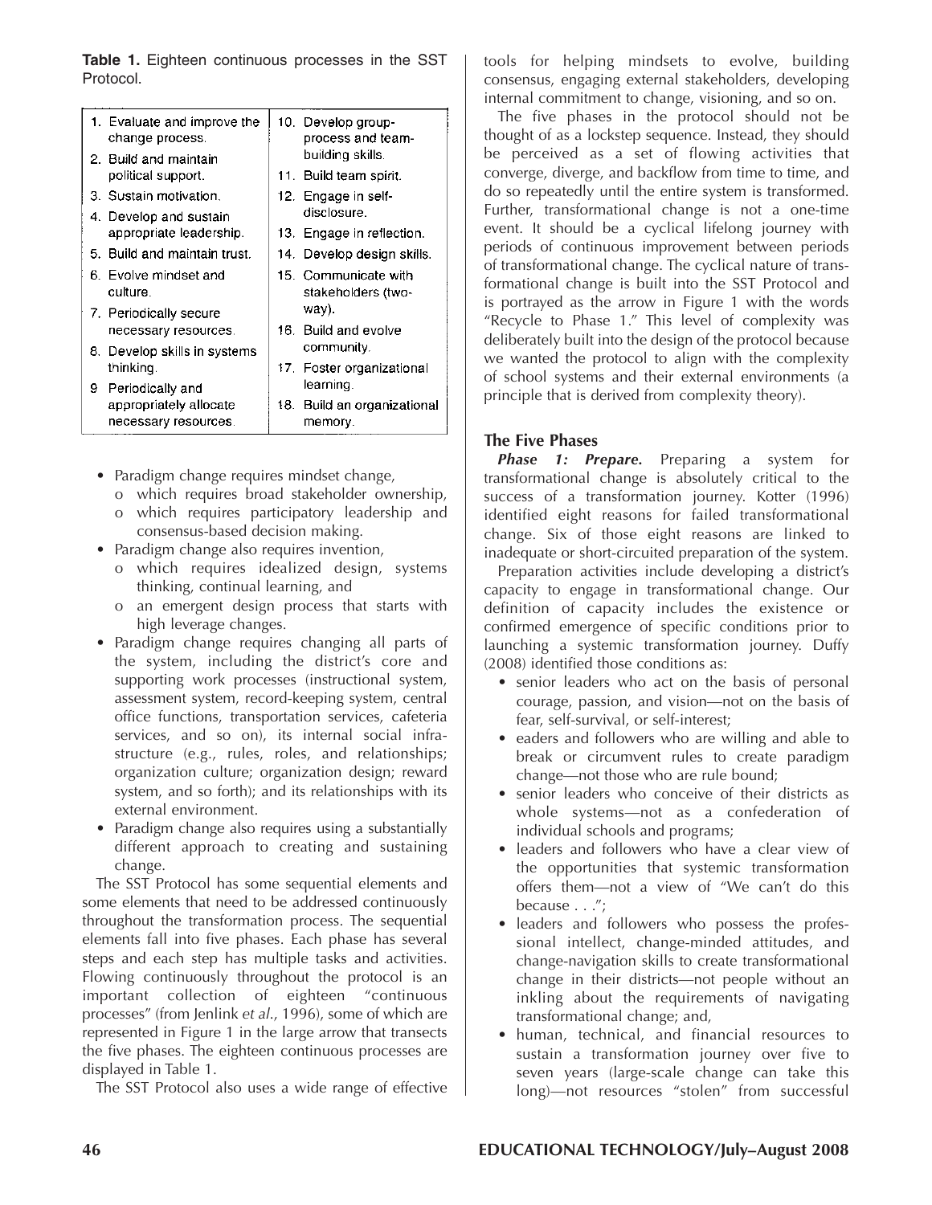**Table 1.** Eighteen continuous processes in the SST Protocol.

| | |
|---|---|
| 1. Evaluate and improve the change process. | 10. Develop group-process and team-building skills. |
| 2. Build and maintain political support. | 11. Build team spirit. |
| 3. Sustain motivation. | 12. Engage in self-disclosure. |
| 4. Develop and sustain appropriate leadership. | 13. Engage in reflection. |
| 5. Build and maintain trust. | 14. Develop design skills. |
| 6. Evolve mindset and culture. | 15. Communicate with stakeholders (two-way). |
| 7. Periodically secure necessary resources. | 16. Build and evolve community. |
| 8. Develop skills in systems thinking. | 17. Foster organizational learning. |
| 9. Periodically and appropriately allocate necessary resources. | 18. Build an organizational memory. |

- Paradigm change requires mindset change,
  - o which requires broad stakeholder ownership,
  - o which requires participatory leadership and consensus-based decision making.
- Paradigm change also requires invention,
  - o which requires idealized design, systems thinking, continual learning, and
  - o an emergent design process that starts with high leverage changes.
- Paradigm change requires changing all parts of the system, including the district's core and supporting work processes (instructional system, assessment system, record-keeping system, central office functions, transportation services, cafeteria services, and so on), its internal social infrastructure (e.g., rules, roles, and relationships; organization culture; organization design; reward system, and so forth); and its relationships with its external environment.
- Paradigm change also requires using a substantially different approach to creating and sustaining change.

The SST Protocol has some sequential elements and some elements that need to be addressed continuously throughout the transformation process. The sequential elements fall into five phases. Each phase has several steps and each step has multiple tasks and activities. Flowing continuously throughout the protocol is an important collection of eighteen "continuous processes" (from Jenlink *et al.*, 1996), some of which are represented in Figure 1 in the large arrow that transects the five phases. The eighteen continuous processes are displayed in Table 1.

The SST Protocol also uses a wide range of effective tools for helping mindsets to evolve, building consensus, engaging external stakeholders, developing internal commitment to change, visioning, and so on.

The five phases in the protocol should not be thought of as a lockstep sequence. Instead, they should be perceived as a set of flowing activities that converge, diverge, and backflow from time to time, and do so repeatedly until the entire system is transformed. Further, transformational change is not a one-time event. It should be a cyclical lifelong journey with periods of continuous improvement between periods of transformational change. The cyclical nature of transformational change is built into the SST Protocol and is portrayed as the arrow in Figure 1 with the words "Recycle to Phase 1." This level of complexity was deliberately built into the design of the protocol because we wanted the protocol to align with the complexity of school systems and their external environments (a principle that is derived from complexity theory).

## The Five Phases

***Phase 1: Prepare.*** Preparing a system for transformational change is absolutely critical to the success of a transformation journey. Kotter (1996) identified eight reasons for failed transformational change. Six of those eight reasons are linked to inadequate or short-circuited preparation of the system.

Preparation activities include developing a district's capacity to engage in transformational change. Our definition of capacity includes the existence or confirmed emergence of specific conditions prior to launching a systemic transformation journey. Duffy (2008) identified those conditions as:

- senior leaders who act on the basis of personal courage, passion, and vision—not on the basis of fear, self-survival, or self-interest;
- eaders and followers who are willing and able to break or circumvent rules to create paradigm change—not those who are rule bound;
- senior leaders who conceive of their districts as whole systems—not as a confederation of individual schools and programs;
- leaders and followers who have a clear view of the opportunities that systemic transformation offers them—not a view of "We can't do this because . . .";
- leaders and followers who possess the professional intellect, change-minded attitudes, and change-navigation skills to create transformational change in their districts—not people without an inkling about the requirements of navigating transformational change; and,
- human, technical, and financial resources to sustain a transformation journey over five to seven years (large-scale change can take this long)—not resources "stolen" from successful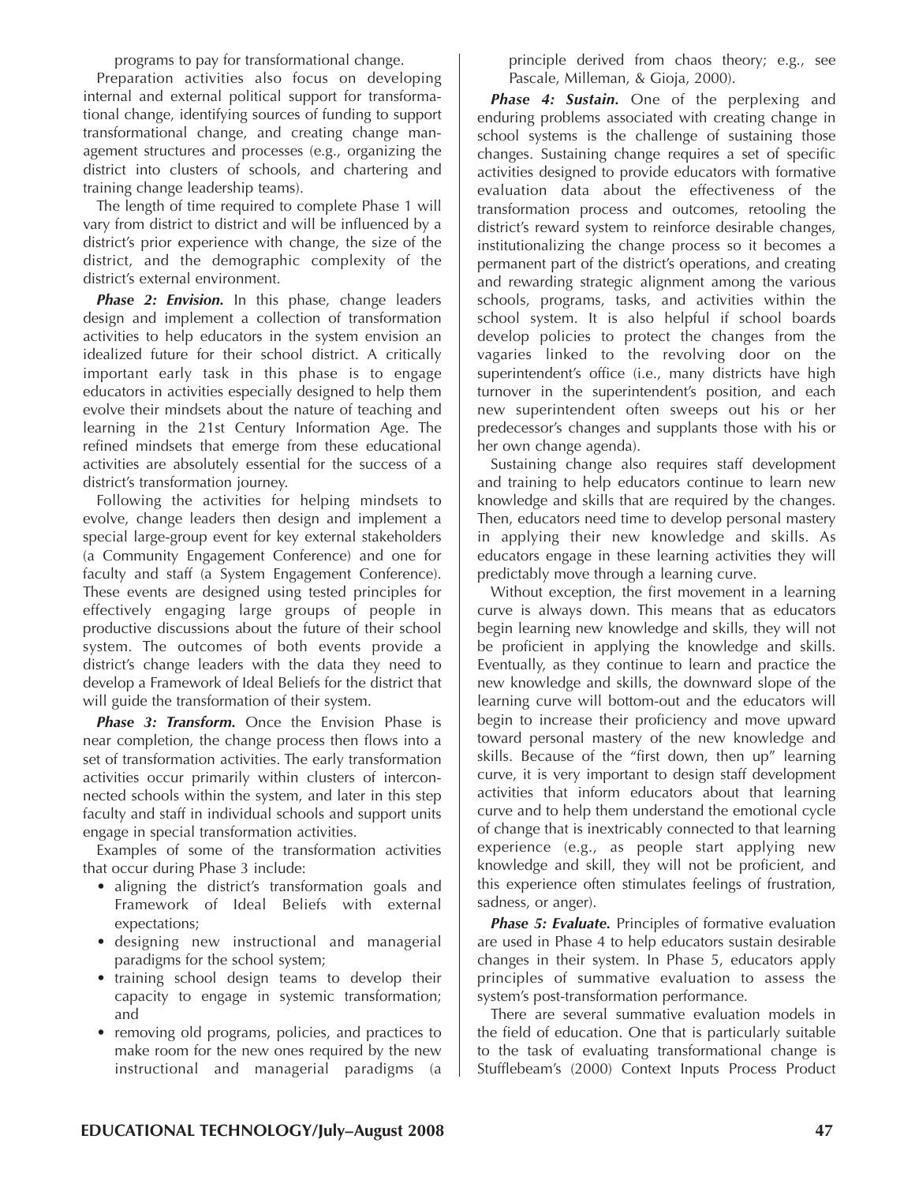programs to pay for transformational change.

Preparation activities also focus on developing internal and external political support for transformational change, identifying sources of funding to support transformational change, and creating change management structures and processes (e.g., organizing the district into clusters of schools, and chartering and training change leadership teams).

The length of time required to complete Phase 1 will vary from district to district and will be influenced by a district's prior experience with change, the size of the district, and the demographic complexity of the district's external environment.

***Phase 2: Envision.*** In this phase, change leaders design and implement a collection of transformation activities to help educators in the system envision an idealized future for their school district. A critically important early task in this phase is to engage educators in activities especially designed to help them evolve their mindsets about the nature of teaching and learning in the 21st Century Information Age. The refined mindsets that emerge from these educational activities are absolutely essential for the success of a district's transformation journey.

Following the activities for helping mindsets to evolve, change leaders then design and implement a special large-group event for key external stakeholders (a Community Engagement Conference) and one for faculty and staff (a System Engagement Conference). These events are designed using tested principles for effectively engaging large groups of people in productive discussions about the future of their school system. The outcomes of both events provide a district's change leaders with the data they need to develop a Framework of Ideal Beliefs for the district that will guide the transformation of their system.

***Phase 3: Transform.*** Once the Envision Phase is near completion, the change process then flows into a set of transformation activities. The early transformation activities occur primarily within clusters of interconnected schools within the system, and later in this step faculty and staff in individual schools and support units engage in special transformation activities.

Examples of some of the transformation activities that occur during Phase 3 include:

- aligning the district's transformation goals and Framework of Ideal Beliefs with external expectations;
- designing new instructional and managerial paradigms for the school system;
- training school design teams to develop their capacity to engage in systemic transformation; and
- removing old programs, policies, and practices to make room for the new ones required by the new instructional and managerial paradigms (a principle derived from chaos theory; e.g., see Pascale, Milleman, & Gioja, 2000).

***Phase 4: Sustain.*** One of the perplexing and enduring problems associated with creating change in school systems is the challenge of sustaining those changes. Sustaining change requires a set of specific activities designed to provide educators with formative evaluation data about the effectiveness of the transformation process and outcomes, retooling the district's reward system to reinforce desirable changes, institutionalizing the change process so it becomes a permanent part of the district's operations, and creating and rewarding strategic alignment among the various schools, programs, tasks, and activities within the school system. It is also helpful if school boards develop policies to protect the changes from the vagaries linked to the revolving door on the superintendent's office (i.e., many districts have high turnover in the superintendent's position, and each new superintendent often sweeps out his or her predecessor's changes and supplants those with his or her own change agenda).

Sustaining change also requires staff development and training to help educators continue to learn new knowledge and skills that are required by the changes. Then, educators need time to develop personal mastery in applying their new knowledge and skills. As educators engage in these learning activities they will predictably move through a learning curve.

Without exception, the first movement in a learning curve is always down. This means that as educators begin learning new knowledge and skills, they will not be proficient in applying the knowledge and skills. Eventually, as they continue to learn and practice the new knowledge and skills, the downward slope of the learning curve will bottom-out and the educators will begin to increase their proficiency and move upward toward personal mastery of the new knowledge and skills. Because of the "first down, then up" learning curve, it is very important to design staff development activities that inform educators about that learning curve and to help them understand the emotional cycle of change that is inextricably connected to that learning experience (e.g., as people start applying new knowledge and skill, they will not be proficient, and this experience often stimulates feelings of frustration, sadness, or anger).

***Phase 5: Evaluate.*** Principles of formative evaluation are used in Phase 4 to help educators sustain desirable changes in their system. In Phase 5, educators apply principles of summative evaluation to assess the system's post-transformation performance.

There are several summative evaluation models in the field of education. One that is particularly suitable to the task of evaluating transformational change is Stufflebeam's (2000) Context Inputs Process Product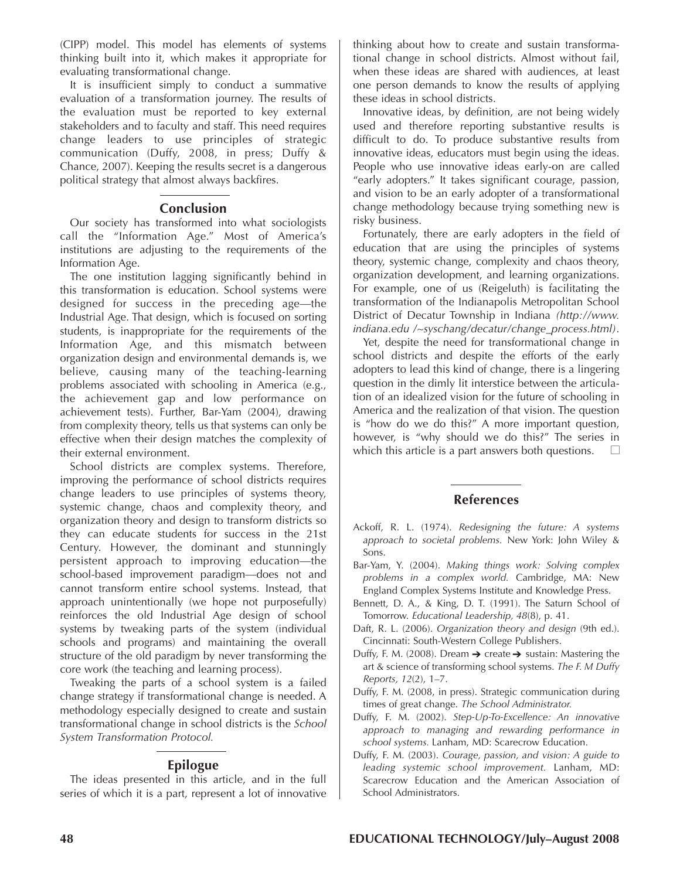(CIPP) model. This model has elements of systems thinking built into it, which makes it appropriate for evaluating transformational change.

It is insufficient simply to conduct a summative evaluation of a transformation journey. The results of the evaluation must be reported to key external stakeholders and to faculty and staff. This need requires change leaders to use principles of strategic communication (Duffy, 2008, in press; Duffy & Chance, 2007). Keeping the results secret is a dangerous political strategy that almost always backfires.

## Conclusion

Our society has transformed into what sociologists call the "Information Age." Most of America's institutions are adjusting to the requirements of the Information Age.

The one institution lagging significantly behind in this transformation is education. School systems were designed for success in the preceding age—the Industrial Age. That design, which is focused on sorting students, is inappropriate for the requirements of the Information Age, and this mismatch between organization design and environmental demands is, we believe, causing many of the teaching-learning problems associated with schooling in America (e.g., the achievement gap and low performance on achievement tests). Further, Bar-Yam (2004), drawing from complexity theory, tells us that systems can only be effective when their design matches the complexity of their external environment.

School districts are complex systems. Therefore, improving the performance of school districts requires change leaders to use principles of systems theory, systemic change, chaos and complexity theory, and organization theory and design to transform districts so they can educate students for success in the 21st Century. However, the dominant and stunningly persistent approach to improving education—the school-based improvement paradigm—does not and cannot transform entire school systems. Instead, that approach unintentionally (we hope not purposefully) reinforces the old Industrial Age design of school systems by tweaking parts of the system (individual schools and programs) and maintaining the overall structure of the old paradigm by never transforming the core work (the teaching and learning process).

Tweaking the parts of a school system is a failed change strategy if transformational change is needed. A methodology especially designed to create and sustain transformational change in school districts is the *School System Transformation Protocol.*

## Epilogue

The ideas presented in this article, and in the full series of which it is a part, represent a lot of innovative thinking about how to create and sustain transformational change in school districts. Almost without fail, when these ideas are shared with audiences, at least one person demands to know the results of applying these ideas in school districts.

Innovative ideas, by definition, are not being widely used and therefore reporting substantive results is difficult to do. To produce substantive results from innovative ideas, educators must begin using the ideas. People who use innovative ideas early-on are called "early adopters." It takes significant courage, passion, and vision to be an early adopter of a transformational change methodology because trying something new is risky business.

Fortunately, there are early adopters in the field of education that are using the principles of systems theory, systemic change, complexity and chaos theory, organization development, and learning organizations. For example, one of us (Reigeluth) is facilitating the transformation of the Indianapolis Metropolitan School District of Decatur Township in Indiana *(http://www.indiana.edu /~syschang/decatur/change_process.html)*.

Yet, despite the need for transformational change in school districts and despite the efforts of the early adopters to lead this kind of change, there is a lingering question in the dimly lit interstice between the articulation of an idealized vision for the future of schooling in America and the realization of that vision. The question is "how do we do this?" A more important question, however, is "why should we do this?" The series in which this article is a part answers both questions. □

## References

Ackoff, R. L. (1974). *Redesigning the future: A systems approach to societal problems.* New York: John Wiley & Sons.

Bar-Yam, Y. (2004). *Making things work: Solving complex problems in a complex world.* Cambridge, MA: New England Complex Systems Institute and Knowledge Press.

Bennett, D. A., & King, D. T. (1991). The Saturn School of Tomorrow. *Educational Leadership, 48*(8), p. 41.

Daft, R. L. (2006). *Organization theory and design* (9th ed.). Cincinnati: South-Western College Publishers.

Duffy, F. M. (2008). Dream ➔ create ➔ sustain: Mastering the art & science of transforming school systems. *The F. M Duffy Reports, 12*(2), 1–7.

Duffy, F. M. (2008, in press). Strategic communication during times of great change. *The School Administrator.*

Duffy, F. M. (2002). *Step-Up-To-Excellence: An innovative approach to managing and rewarding performance in school systems.* Lanham, MD: Scarecrow Education.

Duffy, F. M. (2003). *Courage, passion, and vision: A guide to leading systemic school improvement.* Lanham, MD: Scarecrow Education and the American Association of School Administrators.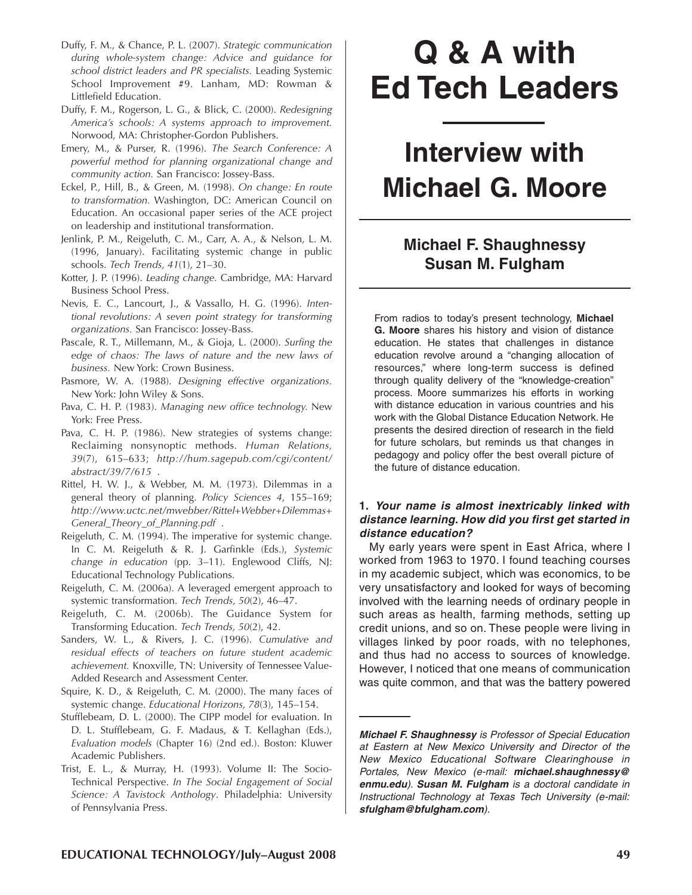Duffy, F. M., & Chance, P. L. (2007). *Strategic communication during whole-system change: Advice and guidance for school district leaders and PR specialists.* Leading Systemic School Improvement #9. Lanham, MD: Rowman & Littlefield Education.

Duffy, F. M., Rogerson, L. G., & Blick, C. (2000). *Redesigning America's schools: A systems approach to improvement.* Norwood, MA: Christopher-Gordon Publishers.

Emery, M., & Purser, R. (1996). *The Search Conference: A powerful method for planning organizational change and community action.* San Francisco: Jossey-Bass.

Eckel, P., Hill, B., & Green, M. (1998). *On change: En route to transformation.* Washington, DC: American Council on Education. An occasional paper series of the ACE project on leadership and institutional transformation.

Jenlink, P. M., Reigeluth, C. M., Carr, A. A., & Nelson, L. M. (1996, January). Facilitating systemic change in public schools. *Tech Trends, 41*(1), 21–30.

Kotter, J. P. (1996). *Leading change.* Cambridge, MA: Harvard Business School Press.

Nevis, E. C., Lancourt, J., & Vassallo, H. G. (1996). *Intentional revolutions: A seven point strategy for transforming organizations.* San Francisco: Jossey-Bass.

Pascale, R. T., Millemann, M., & Gioja, L. (2000). *Surfing the edge of chaos: The laws of nature and the new laws of business.* New York: Crown Business.

Pasmore, W. A. (1988). *Designing effective organizations.* New York: John Wiley & Sons.

Pava, C. H. P. (1983). *Managing new office technology.* New York: Free Press.

Pava, C. H. P. (1986). New strategies of systems change: Reclaiming nonsynoptic methods. *Human Relations, 39*(7), 615–633; *http://hum.sagepub.com/cgi/content/abstract/39/7/615* .

Rittel, H. W. J., & Webber, M. M. (1973). Dilemmas in a general theory of planning. *Policy Sciences 4*, 155–169; *http://www.uctc.net/mwebber/Rittel+Webber+Dilemmas+General_Theory_of_Planning.pdf* .

Reigeluth, C. M. (1994). The imperative for systemic change. In C. M. Reigeluth & R. J. Garfinkle (Eds.), *Systemic change in education* (pp. 3–11). Englewood Cliffs, NJ: Educational Technology Publications.

Reigeluth, C. M. (2006a). A leveraged emergent approach to systemic transformation. *Tech Trends, 50*(2), 46–47.

Reigeluth, C. M. (2006b). The Guidance System for Transforming Education. *Tech Trends, 50*(2), 42.

Sanders, W. L., & Rivers, J. C. (1996). *Cumulative and residual effects of teachers on future student academic achievement.* Knoxville, TN: University of Tennessee Value-Added Research and Assessment Center.

Squire, K. D., & Reigeluth, C. M. (2000). The many faces of systemic change. *Educational Horizons, 78*(3), 145–154.

Stufflebeam, D. L. (2000). The CIPP model for evaluation. In D. L. Stufflebeam, G. F. Madaus, & T. Kellaghan (Eds.), *Evaluation models* (Chapter 16) (2nd ed.). Boston: Kluwer Academic Publishers.

Trist, E. L., & Murray, H. (1993). Volume II: The Socio-Technical Perspective. *In The Social Engagement of Social Science: A Tavistock Anthology*. Philadelphia: University of Pennsylvania Press.

# Q & A with Ed Tech Leaders

# Interview with Michael G. Moore

### Michael F. Shaughnessy
### Susan M. Fulgham

From radios to today's present technology, **Michael G. Moore** shares his history and vision of distance education. He states that challenges in distance education revolve around a "changing allocation of resources," where long-term success is defined through quality delivery of the "knowledge-creation" process. Moore summarizes his efforts in working with distance education in various countries and his work with the Global Distance Education Network. He presents the desired direction of research in the field for future scholars, but reminds us that changes in pedagogy and policy offer the best overall picture of the future of distance education.

**1.** ***Your name is almost inextricably linked with distance learning. How did you first get started in distance education?***

My early years were spent in East Africa, where I worked from 1963 to 1970. I found teaching courses in my academic subject, which was economics, to be very unsatisfactory and looked for ways of becoming involved with the learning needs of ordinary people in such areas as health, farming methods, setting up credit unions, and so on. These people were living in villages linked by poor roads, with no telephones, and thus had no access to sources of knowledge. However, I noticed that one means of communication was quite common, and that was the battery powered

***Michael F. Shaughnessy*** *is Professor of Special Education at Eastern at New Mexico University and Director of the New Mexico Educational Software Clearinghouse in Portales, New Mexico (e-mail:* ***michael.shaughnessy@enmu.edu****).* ***Susan M. Fulgham*** *is a doctoral candidate in Instructional Technology at Texas Tech University (e-mail:* ***sfulgham@bfulgham.com****).*